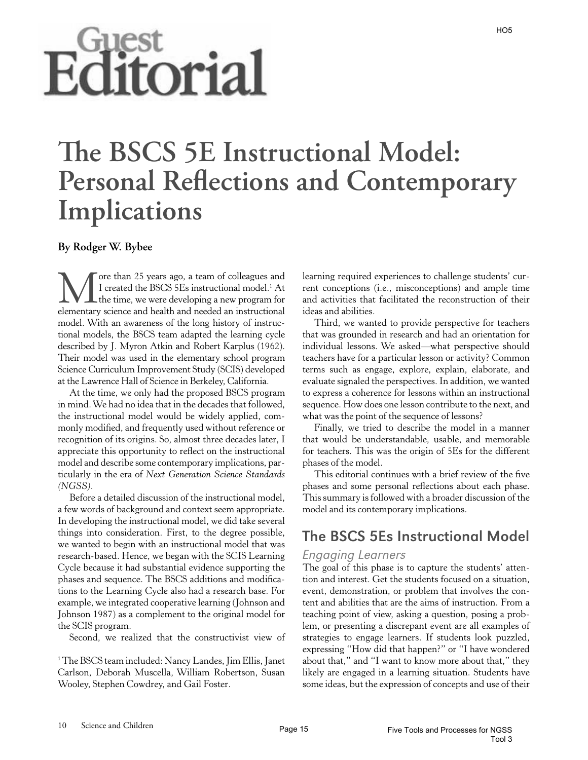# Guest Editorial

# The BSCS 5E Instructional Model: Personal Reflections and Contemporary Implications

**By Rodger W. Bybee**

More than 25 years ago, a team of colleagues and I created the BSCS 5Es instructional model.[1] At the time, we were developing a new program for elementary science and health and needed an instructional model. With an awareness of the long history of instructional models, the BSCS team adapted the learning cycle described by J. Myron Atkin and Robert Karplus (1962). Their model was used in the elementary school program Science Curriculum Improvement Study (SCIS) developed at the Lawrence Hall of Science in Berkeley, California.

At the time, we only had the proposed BSCS program in mind. We had no idea that in the decades that followed, the instructional model would be widely applied, commonly modified, and frequently used without reference or recognition of its origins. So, almost three decades later, I appreciate this opportunity to reflect on the instructional model and describe some contemporary implications, particularly in the era of *Next Generation Science Standards (NGSS)*.

Before a detailed discussion of the instructional model, a few words of background and context seem appropriate. In developing the instructional model, we did take several things into consideration. First, to the degree possible, we wanted to begin with an instructional model that was research-based. Hence, we began with the SCIS Learning Cycle because it had substantial evidence supporting the phases and sequence. The BSCS additions and modifications to the Learning Cycle also had a research base. For example, we integrated cooperative learning (Johnson and Johnson 1987) as a complement to the original model for the SCIS program.

Second, we realized that the constructivist view of learning required experiences to challenge students' current conceptions (i.e., misconceptions) and ample time and activities that facilitated the reconstruction of their ideas and abilities.

Third, we wanted to provide perspective for teachers that was grounded in research and had an orientation for individual lessons. We asked—what perspective should teachers have for a particular lesson or activity? Common terms such as engage, explore, explain, elaborate, and evaluate signaled the perspectives. In addition, we wanted to express a coherence for lessons within an instructional sequence. How does one lesson contribute to the next, and what was the point of the sequence of lessons?

Finally, we tried to describe the model in a manner that would be understandable, usable, and memorable for teachers. This was the origin of 5Es for the different phases of the model.

This editorial continues with a brief review of the five phases and some personal reflections about each phase. This summary is followed with a broader discussion of the model and its contemporary implications.

## The BSCS 5Es Instructional Model

### *Engaging Learners*

The goal of this phase is to capture the students' attention and interest. Get the students focused on a situation, event, demonstration, or problem that involves the content and abilities that are the aims of instruction. From a teaching point of view, asking a question, posing a problem, or presenting a discrepant event are all examples of strategies to engage learners. If students look puzzled, expressing "How did that happen?" or "I have wondered about that," and "I want to know more about that," they likely are engaged in a learning situation. Students have some ideas, but the expression of concepts and use of their

[1] The BSCS team included: Nancy Landes, Jim Ellis, Janet Carlson, Deborah Muscella, William Robertson, Susan Wooley, Stephen Cowdrey, and Gail Foster.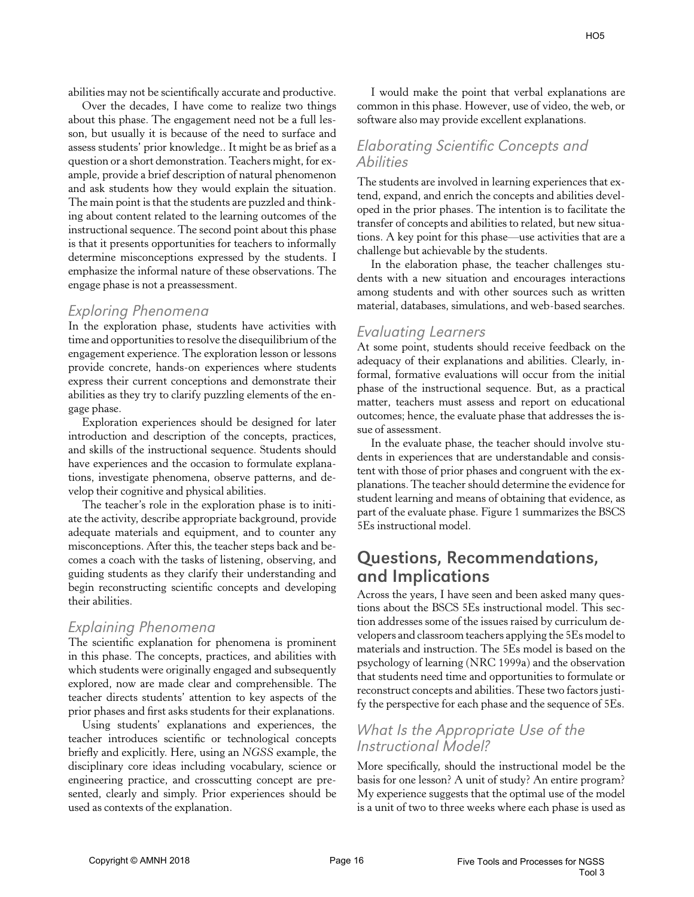abilities may not be scientifically accurate and productive.

Over the decades, I have come to realize two things about this phase. The engagement need not be a full lesson, but usually it is because of the need to surface and assess students' prior knowledge.. It might be as brief as a question or a short demonstration. Teachers might, for example, provide a brief description of natural phenomenon and ask students how they would explain the situation. The main point is that the students are puzzled and thinking about content related to the learning outcomes of the instructional sequence. The second point about this phase is that it presents opportunities for teachers to informally determine misconceptions expressed by the students. I emphasize the informal nature of these observations. The engage phase is not a preassessment.

### *Exploring Phenomena*

In the exploration phase, students have activities with time and opportunities to resolve the disequilibrium of the engagement experience. The exploration lesson or lessons provide concrete, hands-on experiences where students express their current conceptions and demonstrate their abilities as they try to clarify puzzling elements of the engage phase.

Exploration experiences should be designed for later introduction and description of the concepts, practices, and skills of the instructional sequence. Students should have experiences and the occasion to formulate explanations, investigate phenomena, observe patterns, and develop their cognitive and physical abilities.

The teacher's role in the exploration phase is to initiate the activity, describe appropriate background, provide adequate materials and equipment, and to counter any misconceptions. After this, the teacher steps back and becomes a coach with the tasks of listening, observing, and guiding students as they clarify their understanding and begin reconstructing scientific concepts and developing their abilities.

### *Explaining Phenomena*

The scientific explanation for phenomena is prominent in this phase. The concepts, practices, and abilities with which students were originally engaged and subsequently explored, now are made clear and comprehensible. The teacher directs students' attention to key aspects of the prior phases and first asks students for their explanations.

Using students' explanations and experiences, the teacher introduces scientific or technological concepts briefly and explicitly. Here, using an *NGSS* example, the disciplinary core ideas including vocabulary, science or engineering practice, and crosscutting concept are presented, clearly and simply. Prior experiences should be used as contexts of the explanation.

I would make the point that verbal explanations are common in this phase. However, use of video, the web, or software also may provide excellent explanations.

### *Elaborating Scientific Concepts and Abilities*

The students are involved in learning experiences that extend, expand, and enrich the concepts and abilities developed in the prior phases. The intention is to facilitate the transfer of concepts and abilities to related, but new situations. A key point for this phase—use activities that are a challenge but achievable by the students.

In the elaboration phase, the teacher challenges students with a new situation and encourages interactions among students and with other sources such as written material, databases, simulations, and web-based searches.

### *Evaluating Learners*

At some point, students should receive feedback on the adequacy of their explanations and abilities. Clearly, informal, formative evaluations will occur from the initial phase of the instructional sequence. But, as a practical matter, teachers must assess and report on educational outcomes; hence, the evaluate phase that addresses the issue of assessment.

In the evaluate phase, the teacher should involve students in experiences that are understandable and consistent with those of prior phases and congruent with the explanations. The teacher should determine the evidence for student learning and means of obtaining that evidence, as part of the evaluate phase. Figure 1 summarizes the BSCS 5Es instructional model.

## Questions, Recommendations, and Implications

Across the years, I have seen and been asked many questions about the BSCS 5Es instructional model. This section addresses some of the issues raised by curriculum developers and classroom teachers applying the 5Es model to materials and instruction. The 5Es model is based on the psychology of learning (NRC 1999a) and the observation that students need time and opportunities to formulate or reconstruct concepts and abilities. These two factors justify the perspective for each phase and the sequence of 5Es.

### *What Is the Appropriate Use of the Instructional Model?*

More specifically, should the instructional model be the basis for one lesson? A unit of study? An entire program? My experience suggests that the optimal use of the model is a unit of two to three weeks where each phase is used as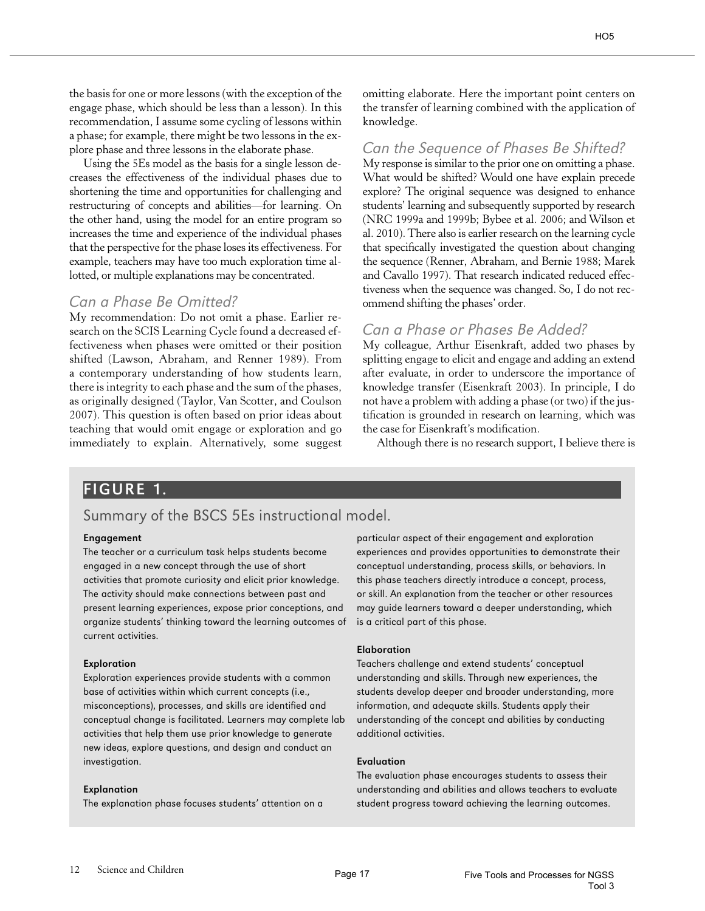the basis for one or more lessons (with the exception of the engage phase, which should be less than a lesson). In this recommendation, I assume some cycling of lessons within a phase; for example, there might be two lessons in the explore phase and three lessons in the elaborate phase.

Using the 5Es model as the basis for a single lesson decreases the effectiveness of the individual phases due to shortening the time and opportunities for challenging and restructuring of concepts and abilities—for learning. On the other hand, using the model for an entire program so increases the time and experience of the individual phases that the perspective for the phase loses its effectiveness. For example, teachers may have too much exploration time allotted, or multiple explanations may be concentrated.

## Can a Phase Be Omitted?

My recommendation: Do not omit a phase. Earlier research on the SCIS Learning Cycle found a decreased effectiveness when phases were omitted or their position shifted (Lawson, Abraham, and Renner 1989). From a contemporary understanding of how students learn, there is integrity to each phase and the sum of the phases, as originally designed (Taylor, Van Scotter, and Coulson 2007). This question is often based on prior ideas about teaching that would omit engage or exploration and go immediately to explain. Alternatively, some suggest omitting elaborate. Here the important point centers on the transfer of learning combined with the application of knowledge.

## Can the Sequence of Phases Be Shifted?

My response is similar to the prior one on omitting a phase. What would be shifted? Would one have explain precede explore? The original sequence was designed to enhance students' learning and subsequently supported by research (NRC 1999a and 1999b; Bybee et al. 2006; and Wilson et al. 2010). There also is earlier research on the learning cycle that specifically investigated the question about changing the sequence (Renner, Abraham, and Bernie 1988; Marek and Cavallo 1997). That research indicated reduced effectiveness when the sequence was changed. So, I do not recommend shifting the phases' order.

## Can a Phase or Phases Be Added?

My colleague, Arthur Eisenkraft, added two phases by splitting engage to elicit and engage and adding an extend after evaluate, in order to underscore the importance of knowledge transfer (Eisenkraft 2003). In principle, I do not have a problem with adding a phase (or two) if the justification is grounded in research on learning, which was the case for Eisenkraft's modification.

Although there is no research support, I believe there is

## FIGURE 1.

### Summary of the BSCS 5Es instructional model.

**Engagement**

The teacher or a curriculum task helps students become engaged in a new concept through the use of short activities that promote curiosity and elicit prior knowledge. The activity should make connections between past and present learning experiences, expose prior conceptions, and organize students' thinking toward the learning outcomes of current activities.

**Exploration**

Exploration experiences provide students with a common base of activities within which current concepts (i.e., misconceptions), processes, and skills are identified and conceptual change is facilitated. Learners may complete lab activities that help them use prior knowledge to generate new ideas, explore questions, and design and conduct an investigation.

**Explanation**

The explanation phase focuses students' attention on a particular aspect of their engagement and exploration experiences and provides opportunities to demonstrate their conceptual understanding, process skills, or behaviors. In this phase teachers directly introduce a concept, process, or skill. An explanation from the teacher or other resources may guide learners toward a deeper understanding, which is a critical part of this phase.

**Elaboration**

Teachers challenge and extend students' conceptual understanding and skills. Through new experiences, the students develop deeper and broader understanding, more information, and adequate skills. Students apply their understanding of the concept and abilities by conducting additional activities.

**Evaluation**

The evaluation phase encourages students to assess their understanding and abilities and allows teachers to evaluate student progress toward achieving the learning outcomes.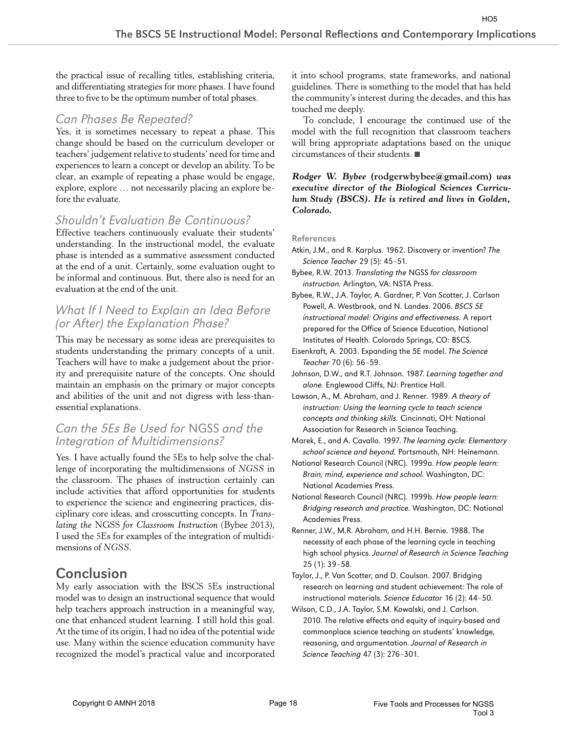the practical issue of recalling titles, establishing criteria, and differentiating strategies for more phases. I have found three to five to be the optimum number of total phases.

### *Can Phases Be Repeated?*

Yes, it is sometimes necessary to repeat a phase. This change should be based on the curriculum developer or teachers' judgement relative to students' need for time and experiences to learn a concept or develop an ability. To be clear, an example of repeating a phase would be engage, explore, explore … not necessarily placing an explore before the evaluate.

### *Shouldn't Evaluation Be Continuous?*

Effective teachers continuously evaluate their students' understanding. In the instructional model, the evaluate phase is intended as a summative assessment conducted at the end of a unit. Certainly, some evaluation ought to be informal and continuous. But, there also is need for an evaluation at the end of the unit.

### *What If I Need to Explain an Idea Before (or After) the Explanation Phase?*

This may be necessary as some ideas are prerequisites to students understanding the primary concepts of a unit. Teachers will have to make a judgement about the priority and prerequisite nature of the concepts. One should maintain an emphasis on the primary or major concepts and abilities of the unit and not digress with less-than-essential explanations.

### *Can the 5Es Be Used for* NGSS *and the Integration of Multidimensions?*

Yes. I have actually found the 5Es to help solve the challenge of incorporating the multidimensions of *NGSS* in the classroom. The phases of instruction certainly can include activities that afford opportunities for students to experience the science and engineering practices, disciplinary core ideas, and crosscutting concepts. In *Translating the* NGSS *for Classroom Instruction* (Bybee 2013), I used the 5Es for examples of the integration of multidimensions of *NGSS*.

## Conclusion

My early association with the BSCS 5Es instructional model was to design an instructional sequence that would help teachers approach instruction in a meaningful way, one that enhanced student learning. I still hold this goal. At the time of its origin, I had no idea of the potential wide use. Many within the science education community have recognized the model's practical value and incorporated it into school programs, state frameworks, and national guidelines. There is something to the model that has held the community's interest during the decades, and this has touched me deeply.

To conclude, I encourage the continued use of the model with the full recognition that classroom teachers will bring appropriate adaptations based on the unique circumstances of their students. ■

***Rodger W. Bybee* (rodgerwbybee@gmail.com) *was executive director of the Biological Sciences Curriculum Study (BSCS). He is retired and lives in Golden, Colorado.***

#### References

Atkin, J.M., and R. Karplus. 1962. Discovery or invention? *The Science Teacher* 29 (5): 45–51.

Bybee, R.W. 2013. *Translating the* NGSS *for classroom instruction.* Arlington, VA: NSTA Press.

Bybee, R.W., J.A. Taylor, A. Gardner, P. Van Scotter, J. Carlson Powell, A. Westbrook, and N. Landes. 2006. *BSCS 5E instructional model: Origins and effectiveness.* A report prepared for the Office of Science Education, National Institutes of Health. Colorado Springs, CO: BSCS.

Eisenkraft, A. 2003. Expanding the 5E model. *The Science Teacher* 70 (6): 56–59.

Johnson, D.W., and R.T. Johnson. 1987. *Learning together and alone.* Englewood Cliffs, NJ: Prentice Hall.

Lawson, A., M. Abraham, and J. Renner. 1989. *A theory of instruction: Using the learning cycle to teach science concepts and thinking skills.* Cincinnati, OH: National Association for Research in Science Teaching.

Marek, E., and A. Cavallo. 1997. *The learning cycle: Elementary school science and beyond.* Portsmouth, NH: Heinemann.

National Research Council (NRC). 1999a. *How people learn: Brain, mind, experience and school.* Washington, DC: National Academies Press.

National Research Council (NRC). 1999b. *How people learn: Bridging research and practice.* Washington, DC: National Academies Press.

Renner, J.W., M.R. Abraham, and H.H. Bernie. 1988. The necessity of each phase of the learning cycle in teaching high school physics. *Journal of Research in Science Teaching* 25 (1): 39–58.

Taylor, J., P. Van Scotter, and D. Coulson. 2007. Bridging research on learning and student achievement: The role of instructional materials. *Science Educator* 16 (2): 44–50.

Wilson, C.D., J.A. Taylor, S.M. Kowalski, and J. Carlson. 2010. The relative effects and equity of inquiry-based and commonplace science teaching on students' knowledge, reasoning, and argumentation. *Journal of Research in Science Teaching* 47 (3): 276–301.